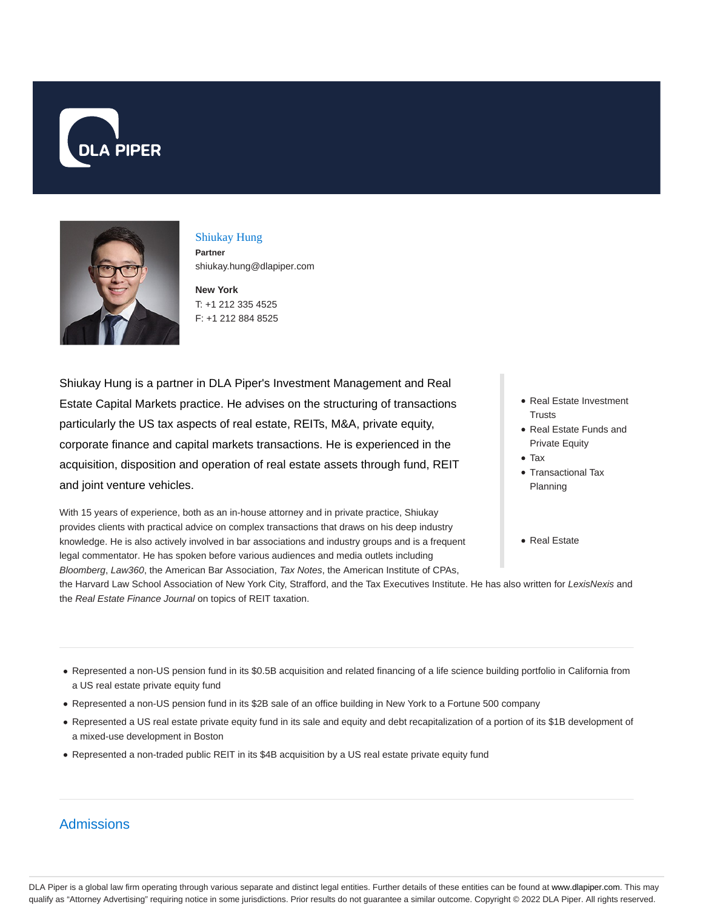DLA PIPER

# Shiukay Hung

**Partner**
shiukay.hung@dlapiper.com

**New York**
T: +1 212 335 4525
F: +1 212 884 8525

Shiukay Hung is a partner in DLA Piper's Investment Management and Real Estate Capital Markets practice. He advises on the structuring of transactions particularly the US tax aspects of real estate, REITs, M&A, private equity, corporate finance and capital markets transactions. He is experienced in the acquisition, disposition and operation of real estate assets through fund, REIT and joint venture vehicles.

With 15 years of experience, both as an in-house attorney and in private practice, Shiukay provides clients with practical advice on complex transactions that draws on his deep industry knowledge. He is also actively involved in bar associations and industry groups and is a frequent legal commentator. He has spoken before various audiences and media outlets including *Bloomberg*, *Law360*, the American Bar Association, *Tax Notes*, the American Institute of CPAs, the Harvard Law School Association of New York City, Strafford, and the Tax Executives Institute. He has also written for *LexisNexis* and the *Real Estate Finance Journal* on topics of REIT taxation.

- Real Estate Investment Trusts
- Real Estate Funds and Private Equity
- Tax
- Transactional Tax Planning

- Real Estate

---

- Represented a non-US pension fund in its $0.5B acquisition and related financing of a life science building portfolio in California from a US real estate private equity fund
- Represented a non-US pension fund in its $2B sale of an office building in New York to a Fortune 500 company
- Represented a US real estate private equity fund in its sale and equity and debt recapitalization of a portion of its $1B development of a mixed-use development in Boston
- Represented a non-traded public REIT in its $4B acquisition by a US real estate private equity fund

---

## Admissions

DLA Piper is a global law firm operating through various separate and distinct legal entities. Further details of these entities can be found at www.dlapiper.com. This may qualify as "Attorney Advertising" requiring notice in some jurisdictions. Prior results do not guarantee a similar outcome. Copyright © 2022 DLA Piper. All rights reserved.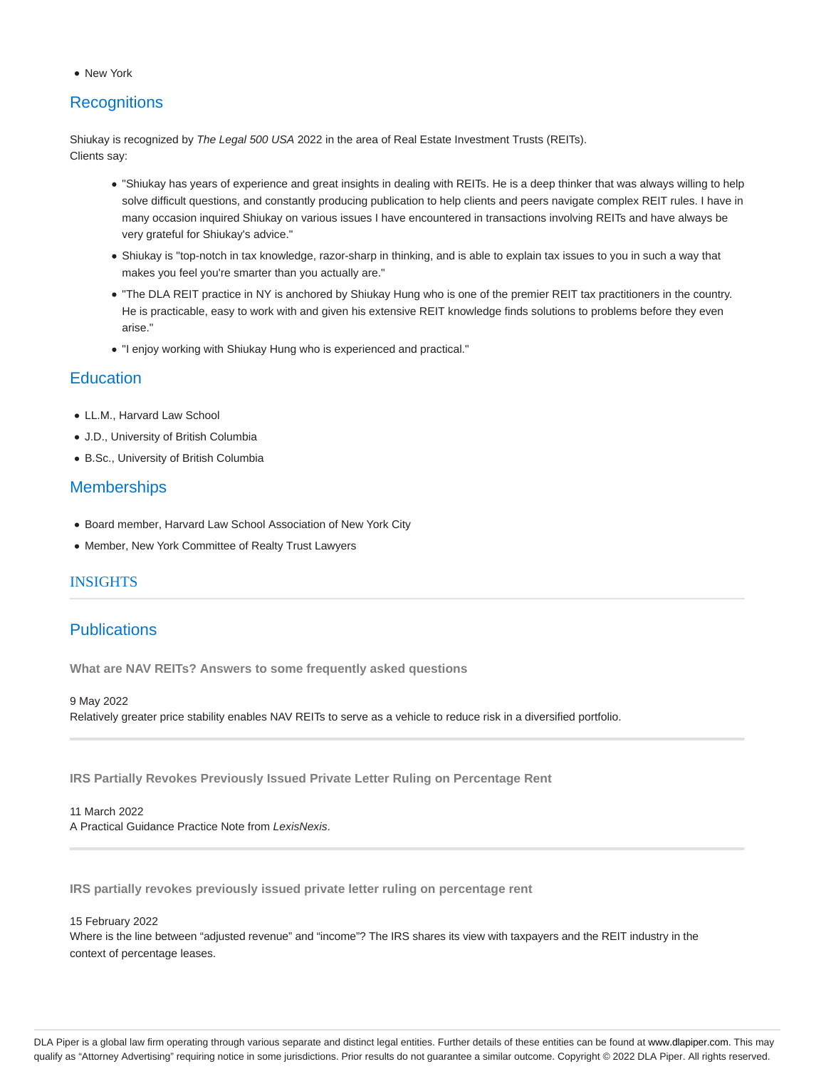- New York

## Recognitions

Shiukay is recognized by *The Legal 500 USA* 2022 in the area of Real Estate Investment Trusts (REITs).
Clients say:

- "Shiukay has years of experience and great insights in dealing with REITs. He is a deep thinker that was always willing to help solve difficult questions, and constantly producing publication to help clients and peers navigate complex REIT rules. I have in many occasion inquired Shiukay on various issues I have encountered in transactions involving REITs and have always be very grateful for Shiukay's advice."
- Shiukay is "top-notch in tax knowledge, razor-sharp in thinking, and is able to explain tax issues to you in such a way that makes you feel you're smarter than you actually are."
- "The DLA REIT practice in NY is anchored by Shiukay Hung who is one of the premier REIT tax practitioners in the country. He is practicable, easy to work with and given his extensive REIT knowledge finds solutions to problems before they even arise."
- "I enjoy working with Shiukay Hung who is experienced and practical."

## Education

- LL.M., Harvard Law School
- J.D., University of British Columbia
- B.Sc., University of British Columbia

## Memberships

- Board member, Harvard Law School Association of New York City
- Member, New York Committee of Realty Trust Lawyers

## INSIGHTS

## Publications

**What are NAV REITs? Answers to some frequently asked questions**

9 May 2022
Relatively greater price stability enables NAV REITs to serve as a vehicle to reduce risk in a diversified portfolio.

**IRS Partially Revokes Previously Issued Private Letter Ruling on Percentage Rent**

11 March 2022
A Practical Guidance Practice Note from *LexisNexis*.

**IRS partially revokes previously issued private letter ruling on percentage rent**

15 February 2022
Where is the line between "adjusted revenue" and "income"? The IRS shares its view with taxpayers and the REIT industry in the context of percentage leases.

DLA Piper is a global law firm operating through various separate and distinct legal entities. Further details of these entities can be found at www.dlapiper.com. This may qualify as "Attorney Advertising" requiring notice in some jurisdictions. Prior results do not guarantee a similar outcome. Copyright © 2022 DLA Piper. All rights reserved.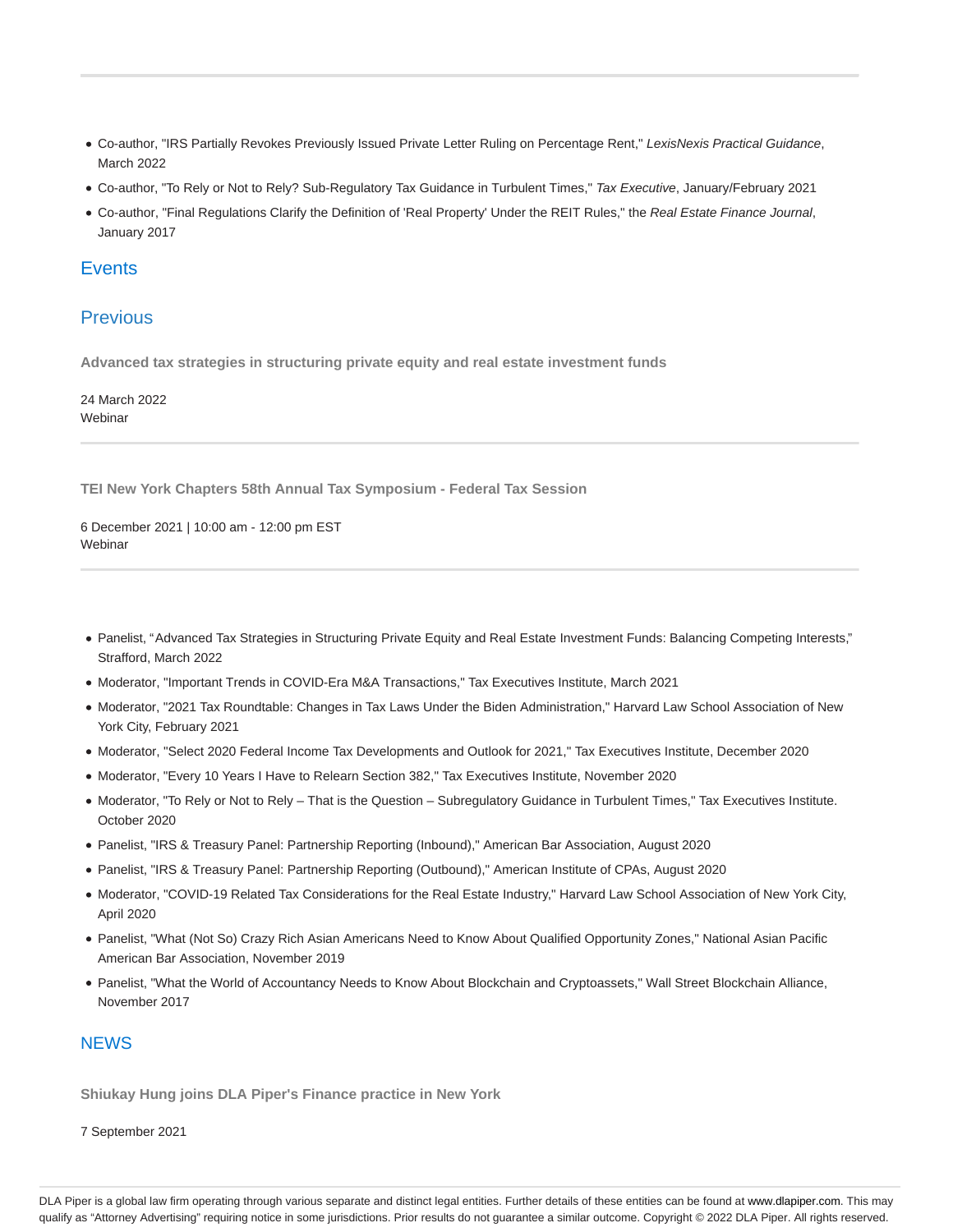- Co-author, "IRS Partially Revokes Previously Issued Private Letter Ruling on Percentage Rent," *LexisNexis Practical Guidance*, March 2022
- Co-author, "To Rely or Not to Rely? Sub-Regulatory Tax Guidance in Turbulent Times," *Tax Executive*, January/February 2021
- Co-author, "Final Regulations Clarify the Definition of 'Real Property' Under the REIT Rules," the *Real Estate Finance Journal*, January 2017

## Events

## Previous

**Advanced tax strategies in structuring private equity and real estate investment funds**

24 March 2022
Webinar

**TEI New York Chapters 58th Annual Tax Symposium - Federal Tax Session**

6 December 2021 | 10:00 am - 12:00 pm EST
Webinar

- Panelist, "Advanced Tax Strategies in Structuring Private Equity and Real Estate Investment Funds: Balancing Competing Interests," Strafford, March 2022
- Moderator, "Important Trends in COVID-Era M&A Transactions," Tax Executives Institute, March 2021
- Moderator, "2021 Tax Roundtable: Changes in Tax Laws Under the Biden Administration," Harvard Law School Association of New York City, February 2021
- Moderator, "Select 2020 Federal Income Tax Developments and Outlook for 2021," Tax Executives Institute, December 2020
- Moderator, "Every 10 Years I Have to Relearn Section 382," Tax Executives Institute, November 2020
- Moderator, "To Rely or Not to Rely – That is the Question – Subregulatory Guidance in Turbulent Times," Tax Executives Institute. October 2020
- Panelist, "IRS & Treasury Panel: Partnership Reporting (Inbound)," American Bar Association, August 2020
- Panelist, "IRS & Treasury Panel: Partnership Reporting (Outbound)," American Institute of CPAs, August 2020
- Moderator, "COVID-19 Related Tax Considerations for the Real Estate Industry," Harvard Law School Association of New York City, April 2020
- Panelist, "What (Not So) Crazy Rich Asian Americans Need to Know About Qualified Opportunity Zones," National Asian Pacific American Bar Association, November 2019
- Panelist, "What the World of Accountancy Needs to Know About Blockchain and Cryptoassets," Wall Street Blockchain Alliance, November 2017

## NEWS

**Shiukay Hung joins DLA Piper's Finance practice in New York**

7 September 2021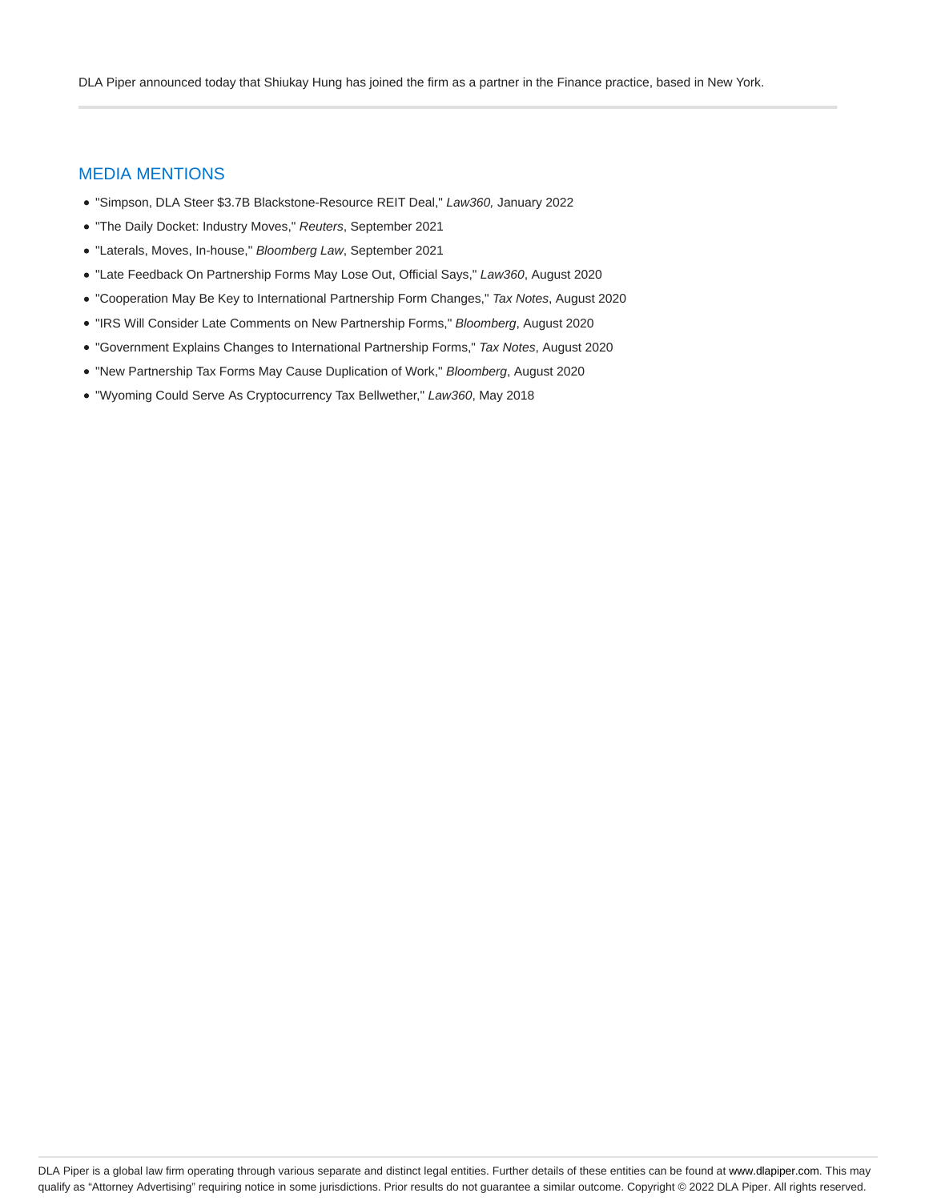DLA Piper announced today that Shiukay Hung has joined the firm as a partner in the Finance practice, based in New York.

## MEDIA MENTIONS

- "Simpson, DLA Steer $3.7B Blackstone-Resource REIT Deal," *Law360,* January 2022
- "The Daily Docket: Industry Moves," *Reuters*, September 2021
- "Laterals, Moves, In-house," *Bloomberg Law*, September 2021
- "Late Feedback On Partnership Forms May Lose Out, Official Says," *Law360*, August 2020
- "Cooperation May Be Key to International Partnership Form Changes," *Tax Notes*, August 2020
- "IRS Will Consider Late Comments on New Partnership Forms," *Bloomberg*, August 2020
- "Government Explains Changes to International Partnership Forms," *Tax Notes*, August 2020
- "New Partnership Tax Forms May Cause Duplication of Work," *Bloomberg*, August 2020
- "Wyoming Could Serve As Cryptocurrency Tax Bellwether," *Law360*, May 2018